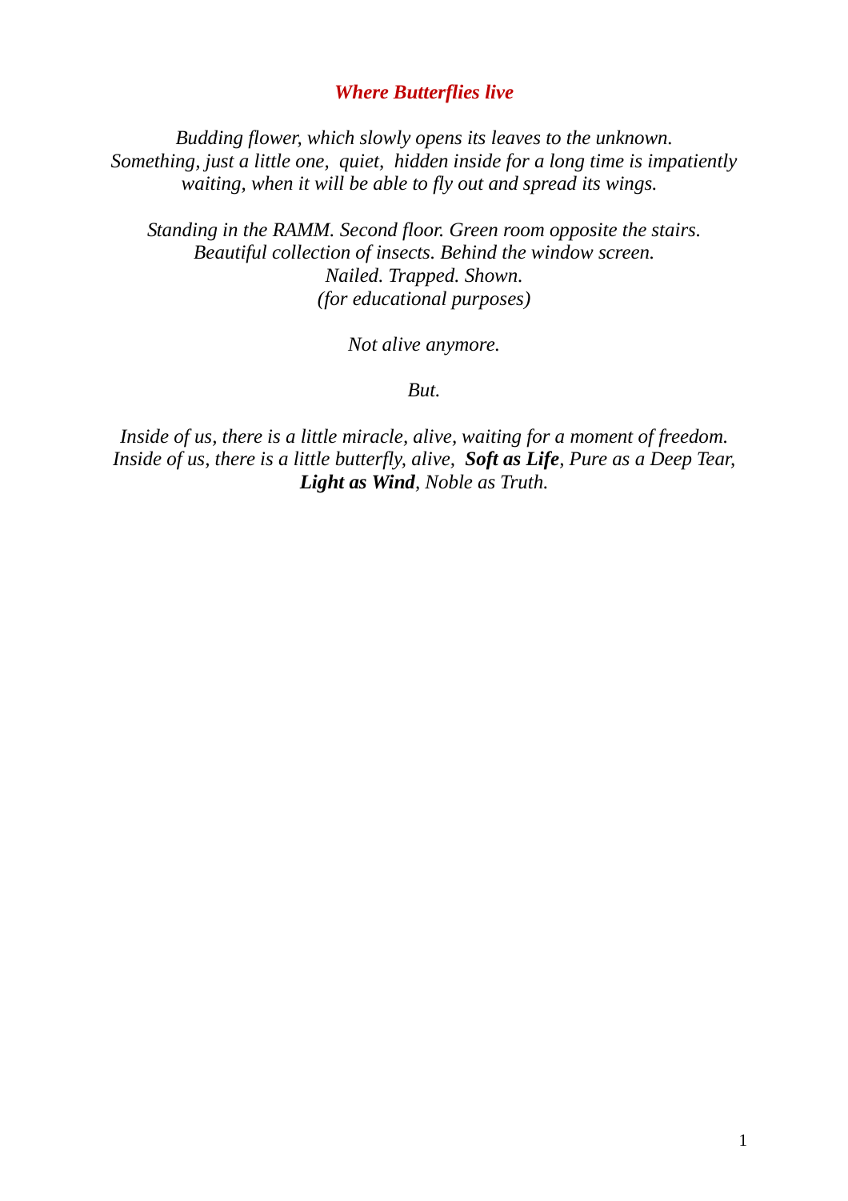## *Where Butterflies live*

*Budding flower, which slowly opens its leaves to the unknown.*
*Something, just a little one, quiet, hidden inside for a long time is impatiently waiting, when it will be able to fly out and spread its wings.*

*Standing in the RAMM. Second floor. Green room opposite the stairs.*
*Beautiful collection of insects. Behind the window screen.*
*Nailed. Trapped. Shown.*
*(for educational purposes)*

*Not alive anymore.*

*But.*

*Inside of us, there is a little miracle, alive, waiting for a moment of freedom.*
*Inside of us, there is a little butterfly, alive,* ***Soft as Life****, Pure as a Deep Tear,* ***Light as Wind****, Noble as Truth.*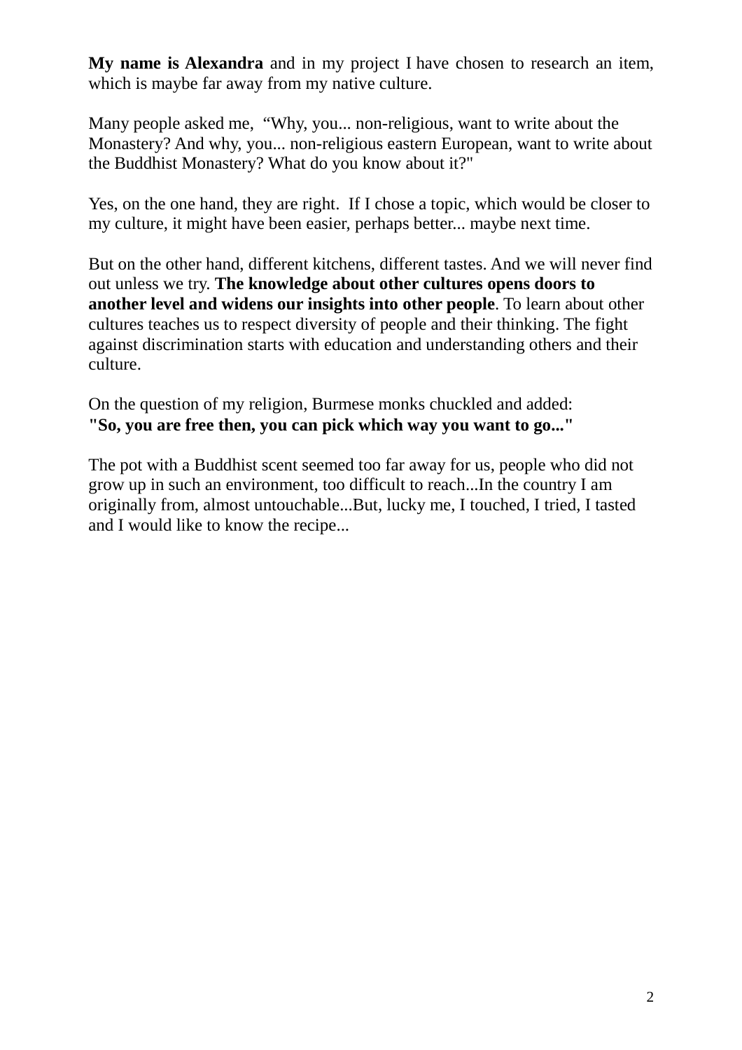**My name is Alexandra** and in my project I have chosen to research an item, which is maybe far away from my native culture.

Many people asked me, "Why, you... non-religious, want to write about the Monastery? And why, you... non-religious eastern European, want to write about the Buddhist Monastery? What do you know about it?"

Yes, on the one hand, they are right. If I chose a topic, which would be closer to my culture, it might have been easier, perhaps better... maybe next time.

But on the other hand, different kitchens, different tastes. And we will never find out unless we try. **The knowledge about other cultures opens doors to another level and widens our insights into other people**. To learn about other cultures teaches us to respect diversity of people and their thinking. The fight against discrimination starts with education and understanding others and their culture.

On the question of my religion, Burmese monks chuckled and added:
**"So, you are free then, you can pick which way you want to go..."**

The pot with a Buddhist scent seemed too far away for us, people who did not grow up in such an environment, too difficult to reach...In the country I am originally from, almost untouchable...But, lucky me, I touched, I tried, I tasted and I would like to know the recipe...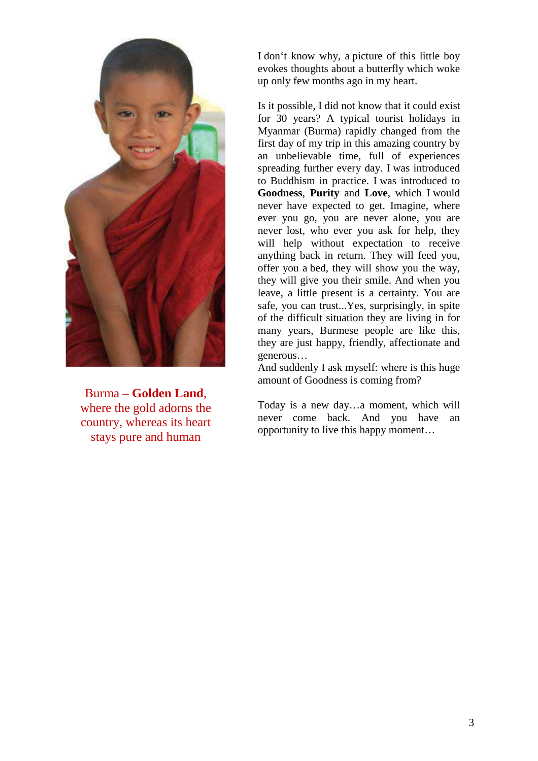Burma – **Golden Land**, where the gold adorns the country, whereas its heart stays pure and human

I don't know why, a picture of this little boy evokes thoughts about a butterfly which woke up only few months ago in my heart.

Is it possible, I did not know that it could exist for 30 years? A typical tourist holidays in Myanmar (Burma) rapidly changed from the first day of my trip in this amazing country by an unbelievable time, full of experiences spreading further every day. I was introduced to Buddhism in practice. I was introduced to **Goodness**, **Purity** and **Love**, which I would never have expected to get. Imagine, where ever you go, you are never alone, you are never lost, who ever you ask for help, they will help without expectation to receive anything back in return. They will feed you, offer you a bed, they will show you the way, they will give you their smile. And when you leave, a little present is a certainty. You are safe, you can trust...Yes, surprisingly, in spite of the difficult situation they are living in for many years, Burmese people are like this, they are just happy, friendly, affectionate and generous…
And suddenly I ask myself: where is this huge amount of Goodness is coming from?

Today is a new day…a moment, which will never come back. And you have an opportunity to live this happy moment…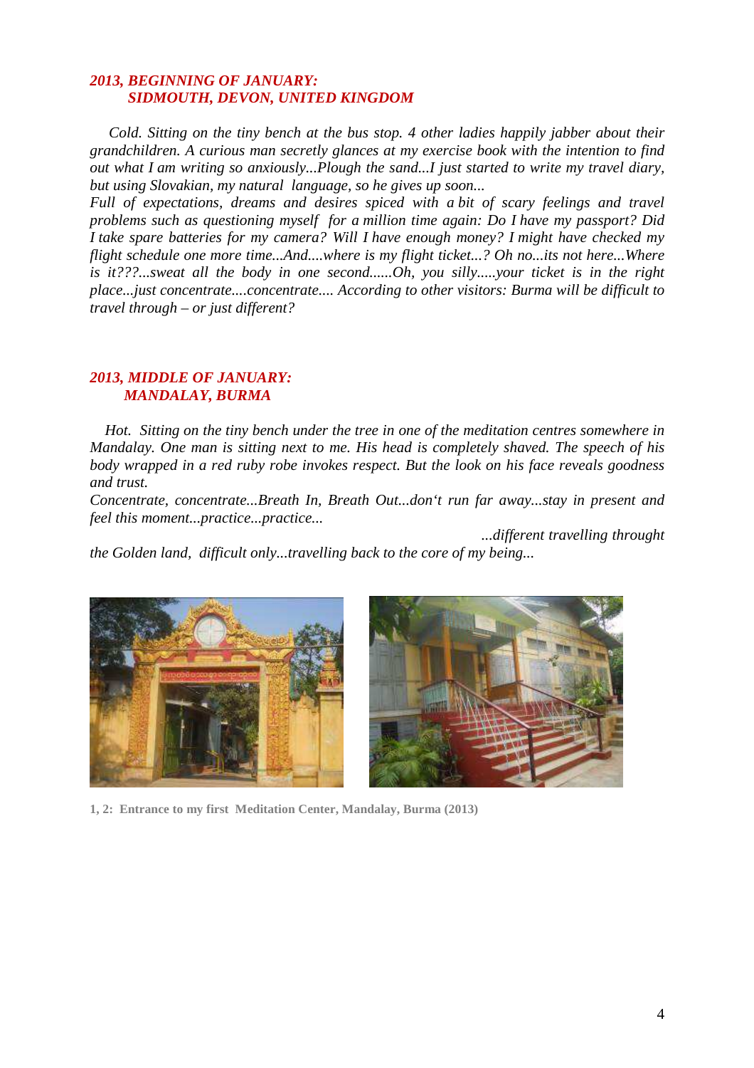***2013, BEGINNING OF JANUARY:***
***SIDMOUTH, DEVON, UNITED KINGDOM***

*Cold. Sitting on the tiny bench at the bus stop. 4 other ladies happily jabber about their grandchildren. A curious man secretly glances at my exercise book with the intention to find out what I am writing so anxiously...Plough the sand...I just started to write my travel diary, but using Slovakian, my natural language, so he gives up soon...*
*Full of expectations, dreams and desires spiced with a bit of scary feelings and travel problems such as questioning myself for a million time again: Do I have my passport? Did I take spare batteries for my camera? Will I have enough money? I might have checked my flight schedule one more time...And....where is my flight ticket...? Oh no...its not here...Where is it???...sweat all the body in one second......Oh, you silly.....your ticket is in the right place...just concentrate....concentrate.... According to other visitors: Burma will be difficult to travel through – or just different?*

***2013, MIDDLE OF JANUARY:***
***MANDALAY, BURMA***

*Hot. Sitting on the tiny bench under the tree in one of the meditation centres somewhere in Mandalay. One man is sitting next to me. His head is completely shaved. The speech of his body wrapped in a red ruby robe invokes respect. But the look on his face reveals goodness and trust.*
*Concentrate, concentrate...Breath In, Breath Out...don't run far away...stay in present and feel this moment...practice...practice...*

*...different travelling throught the Golden land, difficult only...travelling back to the core of my being...*

**1, 2: Entrance to my first Meditation Center, Mandalay, Burma (2013)**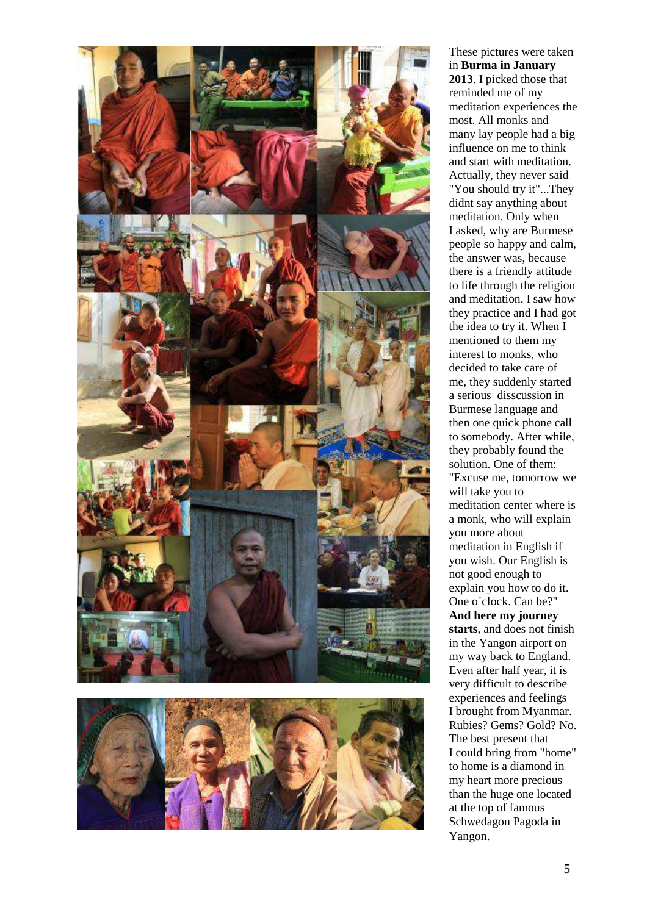These pictures were taken in **Burma in January 2013**. I picked those that reminded me of my meditation experiences the most. All monks and many lay people had a big influence on me to think and start with meditation. Actually, they never said "You should try it"...They didnt say anything about meditation. Only when I asked, why are Burmese people so happy and calm, the answer was, because there is a friendly attitude to life through the religion and meditation. I saw how they practice and I had got the idea to try it. When I mentioned to them my interest to monks, who decided to take care of me, they suddenly started a serious disscussion in Burmese language and then one quick phone call to somebody. After while, they probably found the solution. One of them: "Excuse me, tomorrow we will take you to meditation center where is a monk, who will explain you more about meditation in English if you wish. Our English is not good enough to explain you how to do it. One o´clock. Can be?" **And here my journey starts**, and does not finish in the Yangon airport on my way back to England. Even after half year, it is very difficult to describe experiences and feelings I brought from Myanmar. Rubies? Gems? Gold? No. The best present that I could bring from "home" to home is a diamond in my heart more precious than the huge one located at the top of famous Schwedagon Pagoda in Yangon.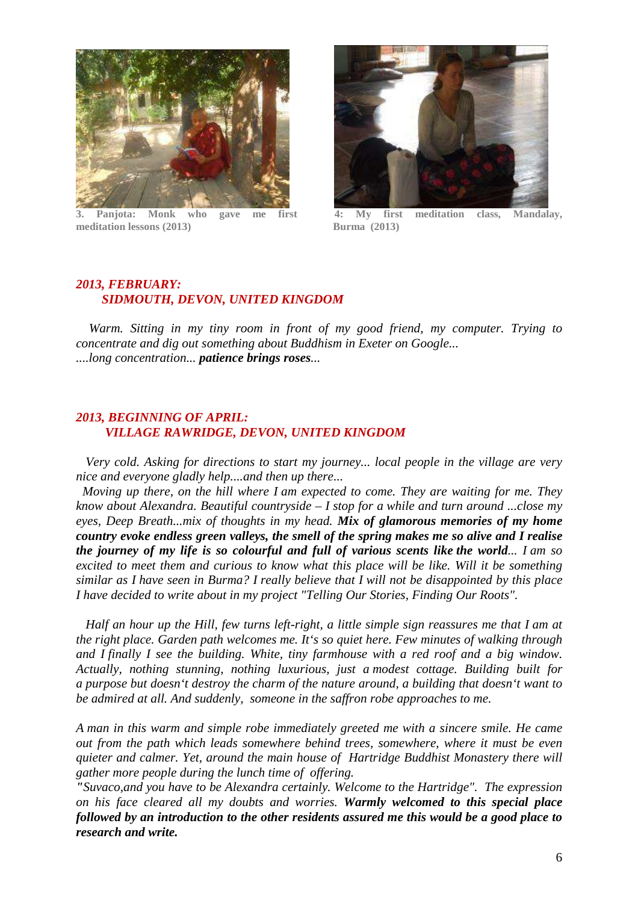3. Panjota: Monk who gave me first meditation lessons (2013)

4: My first meditation class, Mandalay, Burma (2013)

### *2013, FEBRUARY:*
### *SIDMOUTH, DEVON, UNITED KINGDOM*

*Warm. Sitting in my tiny room in front of my good friend, my computer. Trying to concentrate and dig out something about Buddhism in Exeter on Google...*
*....long concentration...* ***patience brings roses****...*

### *2013, BEGINNING OF APRIL:*
### *VILLAGE RAWRIDGE, DEVON, UNITED KINGDOM*

*Very cold. Asking for directions to start my journey... local people in the village are very nice and everyone gladly help....and then up there...*
*Moving up there, on the hill where I am expected to come. They are waiting for me. They know about Alexandra. Beautiful countryside – I stop for a while and turn around ...close my eyes, Deep Breath...mix of thoughts in my head.* ***Mix of glamorous memories of my home country evoke endless green valleys, the smell of the spring makes me so alive and I realise the journey of my life is so colourful and full of various scents like the world****... I am so excited to meet them and curious to know what this place will be like. Will it be something similar as I have seen in Burma? I really believe that I will not be disappointed by this place I have decided to write about in my project "Telling Our Stories, Finding Our Roots".*

*Half an hour up the Hill, few turns left-right, a little simple sign reassures me that I am at the right place. Garden path welcomes me. It's so quiet here. Few minutes of walking through and I finally I see the building. White, tiny farmhouse with a red roof and a big window. Actually, nothing stunning, nothing luxurious, just a modest cottage. Building built for a purpose but doesn't destroy the charm of the nature around, a building that doesn't want to be admired at all. And suddenly, someone in the saffron robe approaches to me.*

*A man in this warm and simple robe immediately greeted me with a sincere smile. He came out from the path which leads somewhere behind trees, somewhere, where it must be even quieter and calmer. Yet, around the main house of Hartridge Buddhist Monastery there will gather more people during the lunch time of offering.*
*"Suvaco,and you have to be Alexandra certainly. Welcome to the Hartridge". The expression on his face cleared all my doubts and worries.* ***Warmly welcomed to this special place followed by an introduction to the other residents assured me this would be a good place to research and write.***